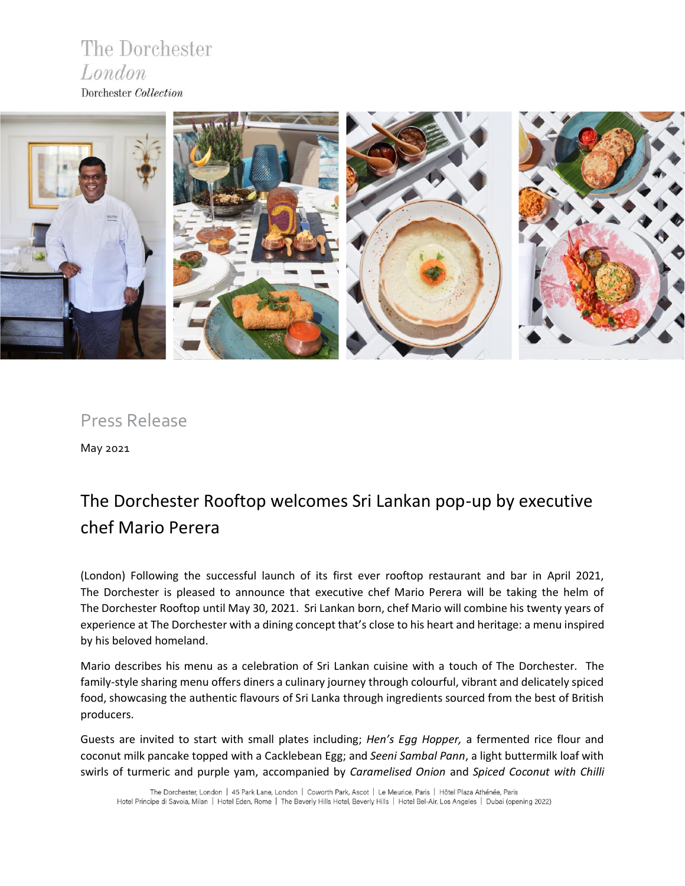The Dorchester
*London*
Dorchester *Collection*

Press Release

May 2021

# The Dorchester Rooftop welcomes Sri Lankan pop-up by executive chef Mario Perera

(London) Following the successful launch of its first ever rooftop restaurant and bar in April 2021, The Dorchester is pleased to announce that executive chef Mario Perera will be taking the helm of The Dorchester Rooftop until May 30, 2021. Sri Lankan born, chef Mario will combine his twenty years of experience at The Dorchester with a dining concept that's close to his heart and heritage: a menu inspired by his beloved homeland.

Mario describes his menu as a celebration of Sri Lankan cuisine with a touch of The Dorchester. The family-style sharing menu offers diners a culinary journey through colourful, vibrant and delicately spiced food, showcasing the authentic flavours of Sri Lanka through ingredients sourced from the best of British producers.

Guests are invited to start with small plates including; *Hen's Egg Hopper,* a fermented rice flour and coconut milk pancake topped with a Cacklebean Egg; and *Seeni Sambal Pann*, a light buttermilk loaf with swirls of turmeric and purple yam, accompanied by *Caramelised Onion* and *Spiced Coconut with Chilli*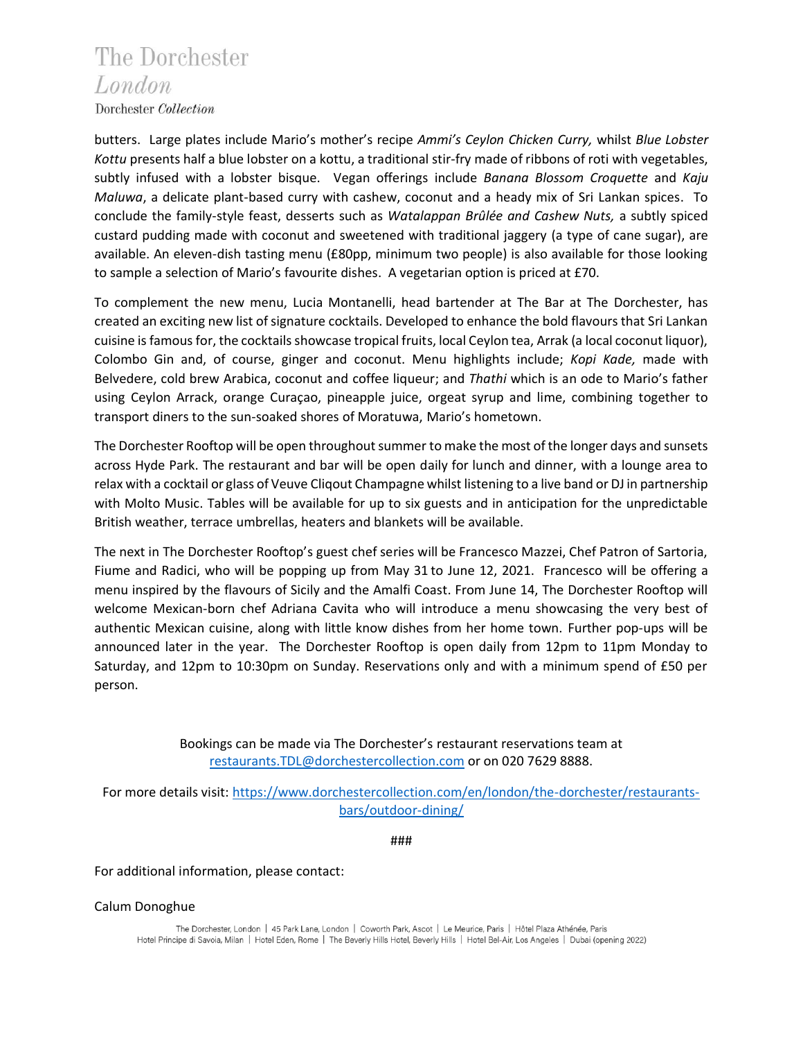butters. Large plates include Mario's mother's recipe *Ammi's Ceylon Chicken Curry,* whilst *Blue Lobster Kottu* presents half a blue lobster on a kottu, a traditional stir-fry made of ribbons of roti with vegetables, subtly infused with a lobster bisque. Vegan offerings include *Banana Blossom Croquette* and *Kaju Maluwa*, a delicate plant-based curry with cashew, coconut and a heady mix of Sri Lankan spices. To conclude the family-style feast, desserts such as *Watalappan Brûlée and Cashew Nuts,* a subtly spiced custard pudding made with coconut and sweetened with traditional jaggery (a type of cane sugar), are available. An eleven-dish tasting menu (£80pp, minimum two people) is also available for those looking to sample a selection of Mario's favourite dishes. A vegetarian option is priced at £70.

To complement the new menu, Lucia Montanelli, head bartender at The Bar at The Dorchester, has created an exciting new list of signature cocktails. Developed to enhance the bold flavours that Sri Lankan cuisine is famous for, the cocktails showcase tropical fruits, local Ceylon tea, Arrak (a local coconut liquor), Colombo Gin and, of course, ginger and coconut. Menu highlights include; *Kopi Kade,* made with Belvedere, cold brew Arabica, coconut and coffee liqueur; and *Thathi* which is an ode to Mario's father using Ceylon Arrack, orange Curaçao, pineapple juice, orgeat syrup and lime, combining together to transport diners to the sun-soaked shores of Moratuwa, Mario's hometown.

The Dorchester Rooftop will be open throughout summer to make the most of the longer days and sunsets across Hyde Park. The restaurant and bar will be open daily for lunch and dinner, with a lounge area to relax with a cocktail or glass of Veuve Cliqout Champagne whilst listening to a live band or DJ in partnership with Molto Music. Tables will be available for up to six guests and in anticipation for the unpredictable British weather, terrace umbrellas, heaters and blankets will be available.

The next in The Dorchester Rooftop's guest chef series will be Francesco Mazzei, Chef Patron of Sartoria, Fiume and Radici, who will be popping up from May 31 to June 12, 2021. Francesco will be offering a menu inspired by the flavours of Sicily and the Amalfi Coast. From June 14, The Dorchester Rooftop will welcome Mexican-born chef Adriana Cavita who will introduce a menu showcasing the very best of authentic Mexican cuisine, along with little know dishes from her home town. Further pop-ups will be announced later in the year. The Dorchester Rooftop is open daily from 12pm to 11pm Monday to Saturday, and 12pm to 10:30pm on Sunday. Reservations only and with a minimum spend of £50 per person.

Bookings can be made via The Dorchester's restaurant reservations team at restaurants.TDL@dorchestercollection.com or on 020 7629 8888.

For more details visit: https://www.dorchestercollection.com/en/london/the-dorchester/restaurants-bars/outdoor-dining/

###

For additional information, please contact:

Calum Donoghue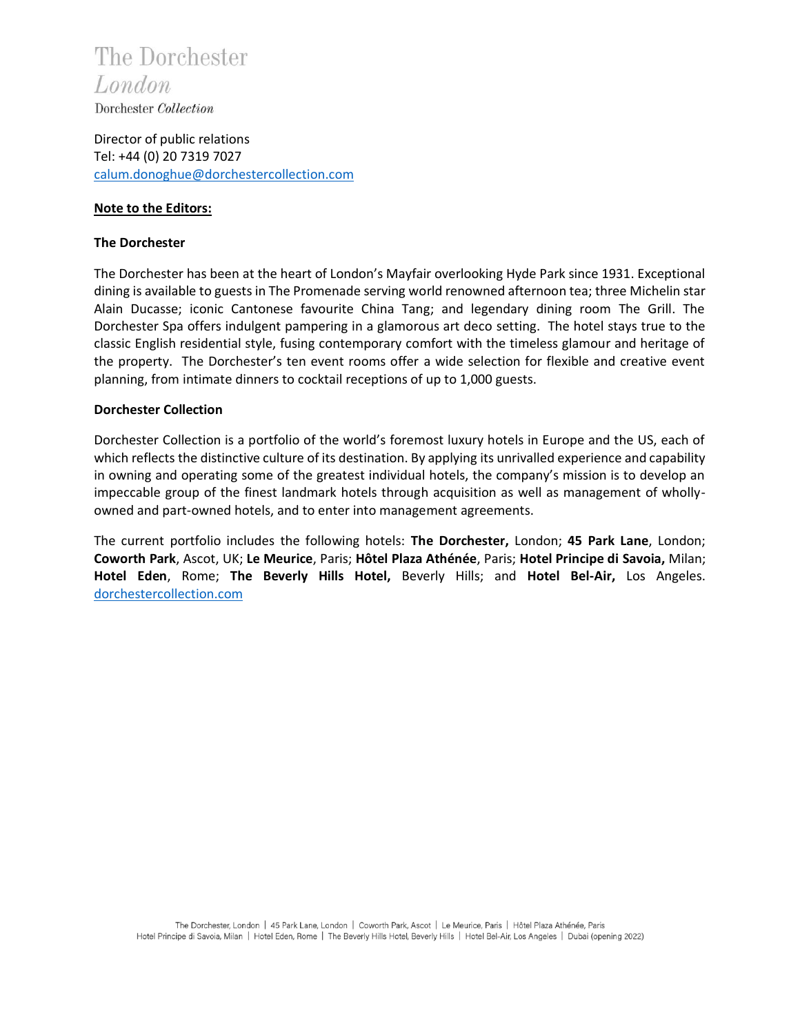The Dorchester
*London*
Dorchester *Collection*

Director of public relations
Tel: +44 (0) 20 7319 7027
calum.donoghue@dorchestercollection.com

**Note to the Editors:**

**The Dorchester**

The Dorchester has been at the heart of London's Mayfair overlooking Hyde Park since 1931. Exceptional dining is available to guests in The Promenade serving world renowned afternoon tea; three Michelin star Alain Ducasse; iconic Cantonese favourite China Tang; and legendary dining room The Grill. The Dorchester Spa offers indulgent pampering in a glamorous art deco setting. The hotel stays true to the classic English residential style, fusing contemporary comfort with the timeless glamour and heritage of the property. The Dorchester's ten event rooms offer a wide selection for flexible and creative event planning, from intimate dinners to cocktail receptions of up to 1,000 guests.

**Dorchester Collection**

Dorchester Collection is a portfolio of the world's foremost luxury hotels in Europe and the US, each of which reflects the distinctive culture of its destination. By applying its unrivalled experience and capability in owning and operating some of the greatest individual hotels, the company's mission is to develop an impeccable group of the finest landmark hotels through acquisition as well as management of wholly-owned and part-owned hotels, and to enter into management agreements.

The current portfolio includes the following hotels: **The Dorchester,** London; **45 Park Lane**, London; **Coworth Park**, Ascot, UK; **Le Meurice**, Paris; **Hôtel Plaza Athénée**, Paris; **Hotel Principe di Savoia,** Milan; **Hotel Eden**, Rome; **The Beverly Hills Hotel,** Beverly Hills; and **Hotel Bel-Air,** Los Angeles. dorchestercollection.com

The Dorchester, London | 45 Park Lane, London | Coworth Park, Ascot | Le Meurice, Paris | Hôtel Plaza Athénée, Paris
Hotel Principe di Savoia, Milan | Hotel Eden, Rome | The Beverly Hills Hotel, Beverly Hills | Hotel Bel-Air, Los Angeles | Dubai (opening 2022)